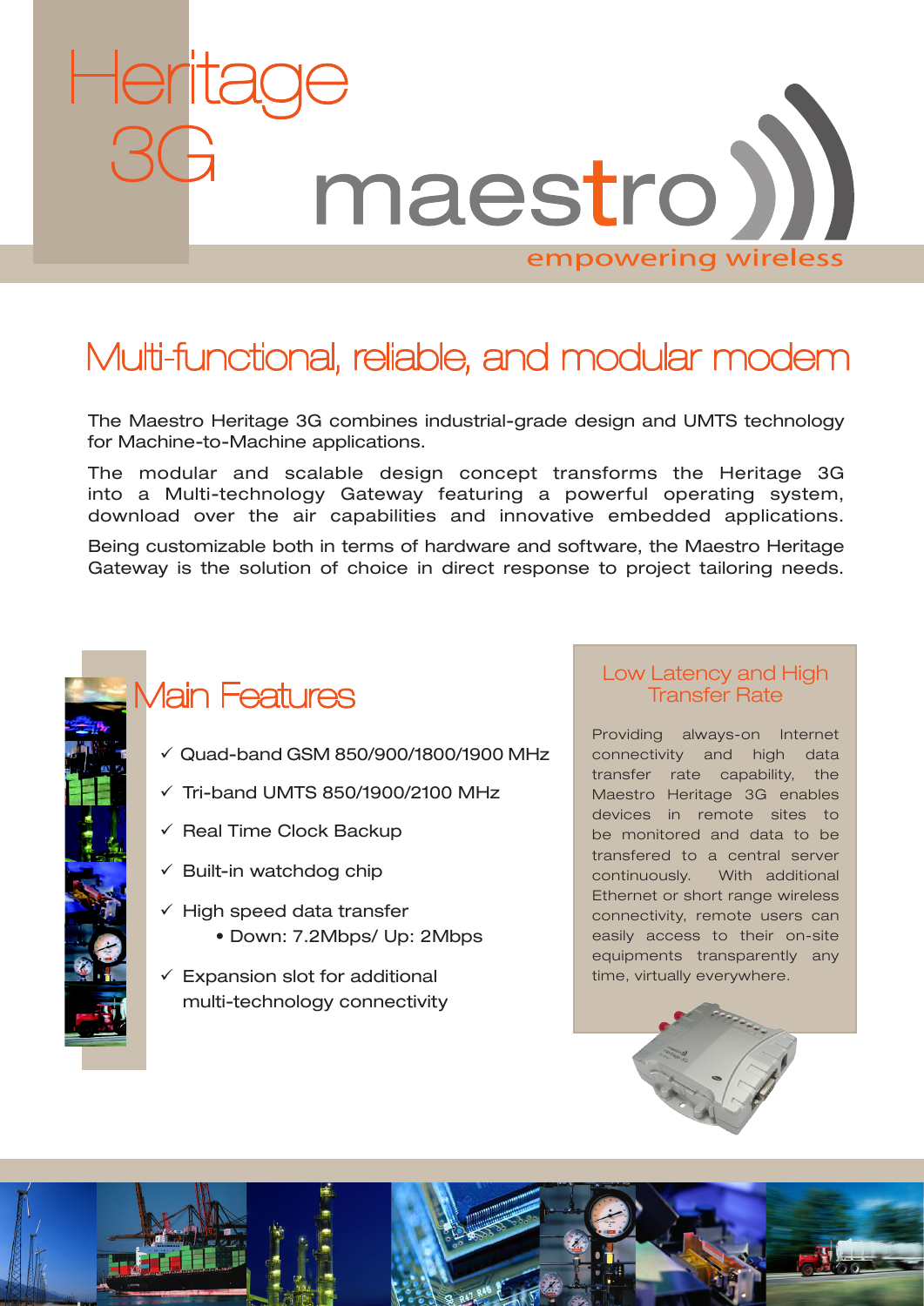# Heritage 3G

maestro

empowering wireless

## Multi-functional, reliable, and modular modem

The Maestro Heritage 3G combines industrial-grade design and UMTS technology for Machine-to-Machine applications.

The modular and scalable design concept transforms the Heritage 3G into a Multi-technology Gateway featuring a powerful operating system, download over the air capabilities and innovative embedded applications.

Being customizable both in terms of hardware and software, the Maestro Heritage Gateway is the solution of choice in direct response to project tailoring needs.

## Main Features

- ✓ Quad-band GSM 850/900/1800/1900 MHz
- ✓ Tri-band UMTS 850/1900/2100 MHz
- ✓ Real Time Clock Backup
- ✓ Built-in watchdog chip
- ✓ High speed data transfer
  - Down: 7.2Mbps/ Up: 2Mbps
- ✓ Expansion slot for additional multi-technology connectivity

### Low Latency and High Transfer Rate

Providing always-on Internet connectivity and high data transfer rate capability, the Maestro Heritage 3G enables devices in remote sites to be monitored and data to be transfered to a central server continuously. With additional Ethernet or short range wireless connectivity, remote users can easily access to their on-site equipments transparently any time, virtually everywhere.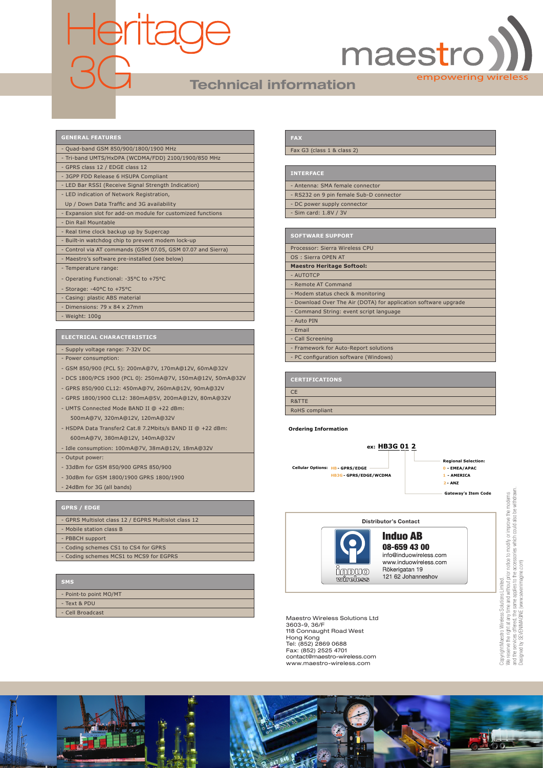# Heritage 3G

maestro
empowering wireless

## Technical information

### GENERAL FEATURES

- Quad-band GSM 850/900/1800/1900 MHz
- Tri-band UMTS/HxDPA (WCDMA/FDD) 2100/1900/850 MHz
- GPRS class 12 / EDGE class 12
- 3GPP FDD Release 6 HSUPA Compliant
- LED Bar RSSI (Receive Signal Strength Indication)
- LED indication of Network Registration, Up / Down Data Traffic and 3G availability
- Expansion slot for add-on module for customized functions
- Din Rail Mountable
- Real time clock backup up by Supercap
- Built-in watchdog chip to prevent modem lock-up
- Control via AT commands (GSM 07.05, GSM 07.07 and Sierra)
- Maestro's software pre-installed (see below)
- Temperature range:
- Operating Functional: -35°C to +75°C
- Storage: -40°C to +75°C
- Casing: plastic ABS material
- Dimensions: 79 x 84 x 27mm
- Weight: 100g

### ELECTRICAL CHARACTERISTICS

- Supply voltage range: 7-32V DC
- Power consumption:
- GSM 850/900 (PCL 5): 200mA@7V, 170mA@12V, 60mA@32V
- DCS 1800/PCS 1900 (PCL 0): 250mA@7V, 150mA@12V, 50mA@32V
- GPRS 850/900 CL12: 450mA@7V, 260mA@12V, 90mA@32V
- GPRS 1800/1900 CL12: 380mA@5V, 200mA@12V, 80mA@32V
- UMTS Connected Mode BAND II @ +22 dBm: 500mA@7V, 320mA@12V, 120mA@32V
- HSDPA Data Transfer2 Cat.8 7.2Mbits/s BAND II @ +22 dBm: 600mA@7V, 380mA@12V, 140mA@32V
- Idle consumption: 100mA@7V, 38mA@12V, 18mA@32V
- Output power:
- 33dBm for GSM 850/900 GPRS 850/900
- 30dBm for GSM 1800/1900 GPRS 1800/1900
- 24dBm for 3G (all bands)

### GPRS / EDGE

- GPRS Multislot class 12 / EGPRS Multislot class 12
- Mobile station class B
- PBBCH support
- Coding schemes CS1 to CS4 for GPRS
- Coding schemes MCS1 to MCS9 for EGPRS

### SMS

- Point-to point MO/MT
- Text & PDU
- Cell Broadcast

### FAX

Fax G3 (class 1 & class 2)

### INTERFACE

- Antenna: SMA female connector
- RS232 on 9 pin female Sub-D connector
- DC power supply connector
- Sim card: 1.8V / 3V

### SOFTWARE SUPPORT

Processor: Sierra Wireless CPU

OS : Sierra OPEN AT

**Maestro Heritage Softool:**

- AUTOTCP
- Remote AT Command
- Modem status check & monitoring
- Download Over The Air (DOTA) for application software upgrade
- Command String: event script language
- Auto PIN
- Email
- Call Screening
- Framework for Auto-Report solutions
- PC configuration software (Windows)

### CERTIFICATIONS

CE

R&TTE

RoHS compliant

**Ordering Information**

ex: **HB3G 01 2**

Cellular Options: HB - GPRS/EDGE; HB3G - GPRS/EDGE/WCDMA

Gateway's Item Code

Regional Selection: 0 - EMEA/APAC; 1 - AMERICA; 2 - ANZ

**Distributor's Contact**

**Induo AB**
**08-659 43 00**
info@induowireless.com
www.induowireless.com
Rökerigatan 19
121 62 Johanneshov

induo wireless

Maestro Wireless Solutions Ltd
3603-9, 36/F
118 Connaught Road West
Hong Kong
Tel: (852) 2869 0688
Fax: (852) 2525 4701
contact@maestro-wireless.com
www.maestro-wireless.com

Copyright Maestro Wireless Solutions Limited.
We reserve the right at any time and without prior notice to modify or improve the modems and the services offered, the same applies to the accessories which could also be withdrawn.
Designed by SEVENIMAGINE (www.sevenimagine.com)